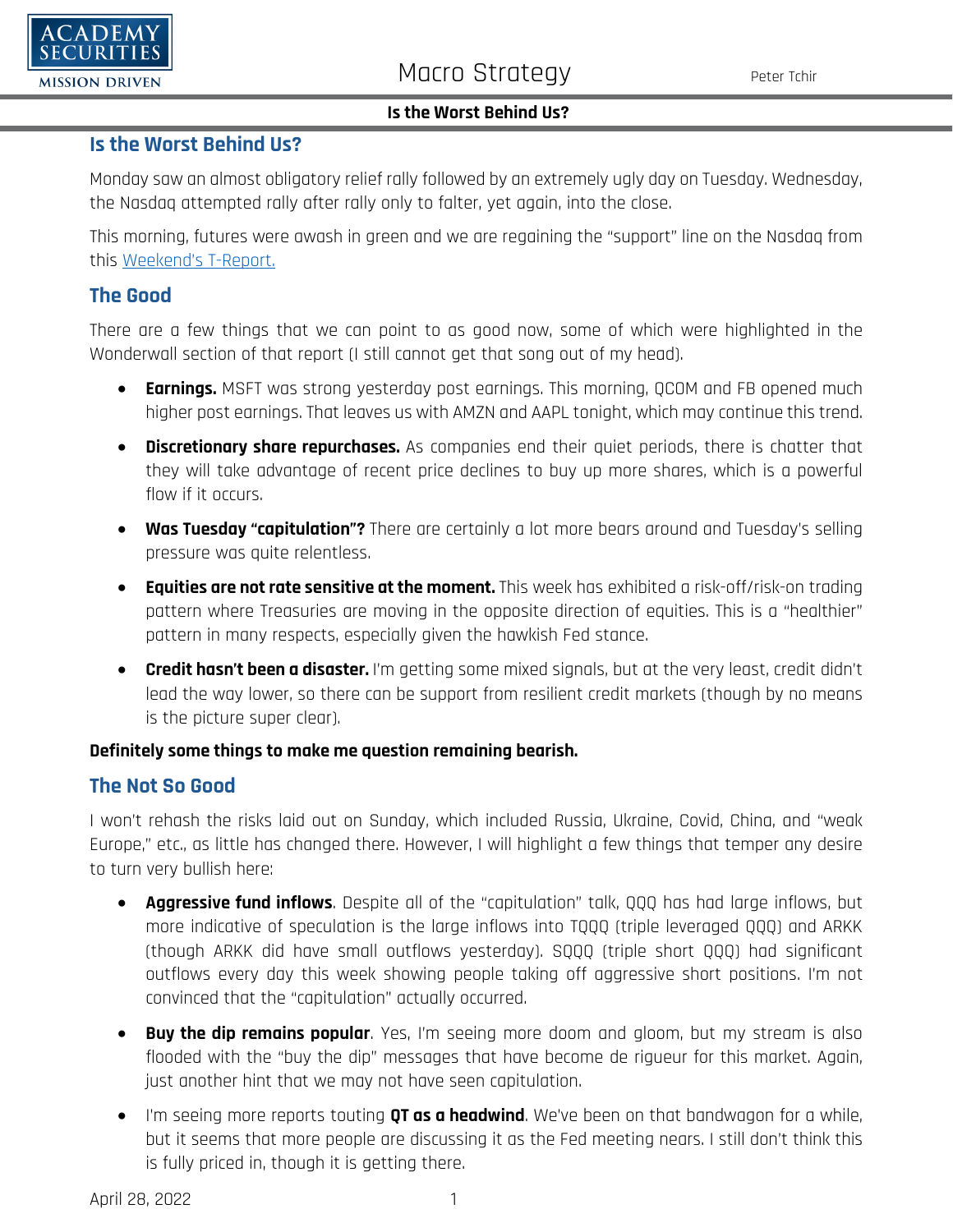# Is the Worst Behind Us?

Monday saw an almost obligatory relief rally followed by an extremely ugly day on Tuesday. Wednesday, the Nasdaq attempted rally after rally only to falter, yet again, into the close.

This morning, futures were awash in green and we are regaining the "support" line on the Nasdaq from this Weekend's T-Report.

## The Good

There are a few things that we can point to as good now, some of which were highlighted in the Wonderwall section of that report (I still cannot get that song out of my head).

- **Earnings.** MSFT was strong yesterday post earnings. This morning, QCOM and FB opened much higher post earnings. That leaves us with AMZN and AAPL tonight, which may continue this trend.
- **Discretionary share repurchases.** As companies end their quiet periods, there is chatter that they will take advantage of recent price declines to buy up more shares, which is a powerful flow if it occurs.
- **Was Tuesday "capitulation"?** There are certainly a lot more bears around and Tuesday's selling pressure was quite relentless.
- **Equities are not rate sensitive at the moment.** This week has exhibited a risk-off/risk-on trading pattern where Treasuries are moving in the opposite direction of equities. This is a "healthier" pattern in many respects, especially given the hawkish Fed stance.
- **Credit hasn't been a disaster.** I'm getting some mixed signals, but at the very least, credit didn't lead the way lower, so there can be support from resilient credit markets (though by no means is the picture super clear).

**Definitely some things to make me question remaining bearish.**

## The Not So Good

I won't rehash the risks laid out on Sunday, which included Russia, Ukraine, Covid, China, and "weak Europe," etc., as little has changed there. However, I will highlight a few things that temper any desire to turn very bullish here:

- **Aggressive fund inflows**. Despite all of the "capitulation" talk, QQQ has had large inflows, but more indicative of speculation is the large inflows into TQQQ (triple leveraged QQQ) and ARKK (though ARKK did have small outflows yesterday). SQQQ (triple short QQQ) had significant outflows every day this week showing people taking off aggressive short positions. I'm not convinced that the "capitulation" actually occurred.
- **Buy the dip remains popular**. Yes, I'm seeing more doom and gloom, but my stream is also flooded with the "buy the dip" messages that have become de rigueur for this market. Again, just another hint that we may not have seen capitulation.
- I'm seeing more reports touting **QT as a headwind**. We've been on that bandwagon for a while, but it seems that more people are discussing it as the Fed meeting nears. I still don't think this is fully priced in, though it is getting there.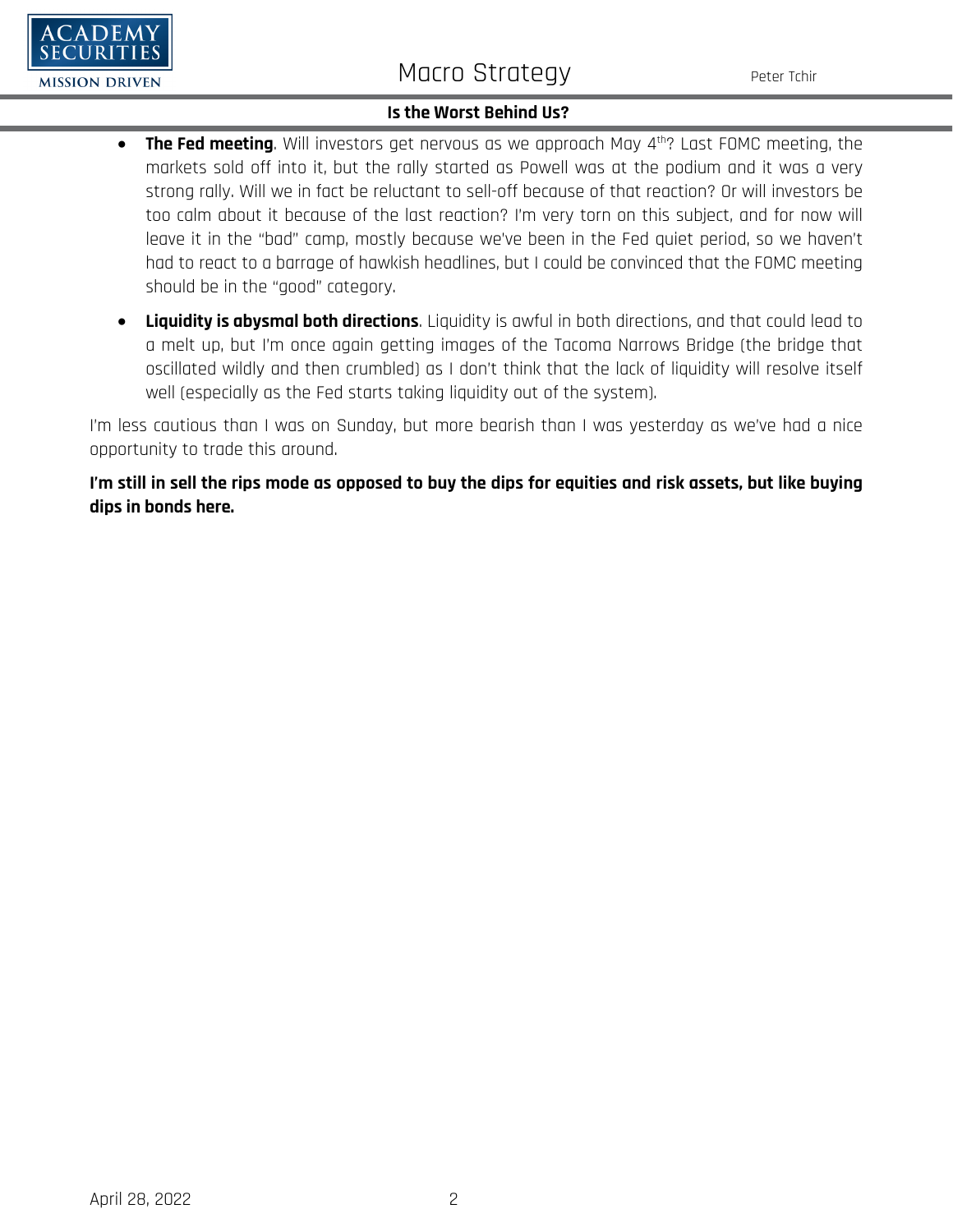- **The Fed meeting**. Will investors get nervous as we approach May 4th? Last FOMC meeting, the markets sold off into it, but the rally started as Powell was at the podium and it was a very strong rally. Will we in fact be reluctant to sell-off because of that reaction? Or will investors be too calm about it because of the last reaction? I'm very torn on this subject, and for now will leave it in the "bad" camp, mostly because we've been in the Fed quiet period, so we haven't had to react to a barrage of hawkish headlines, but I could be convinced that the FOMC meeting should be in the "good" category.
- **Liquidity is abysmal both directions**. Liquidity is awful in both directions, and that could lead to a melt up, but I'm once again getting images of the Tacoma Narrows Bridge (the bridge that oscillated wildly and then crumbled) as I don't think that the lack of liquidity will resolve itself well (especially as the Fed starts taking liquidity out of the system).

I'm less cautious than I was on Sunday, but more bearish than I was yesterday as we've had a nice opportunity to trade this around.

**I'm still in sell the rips mode as opposed to buy the dips for equities and risk assets, but like buying dips in bonds here.**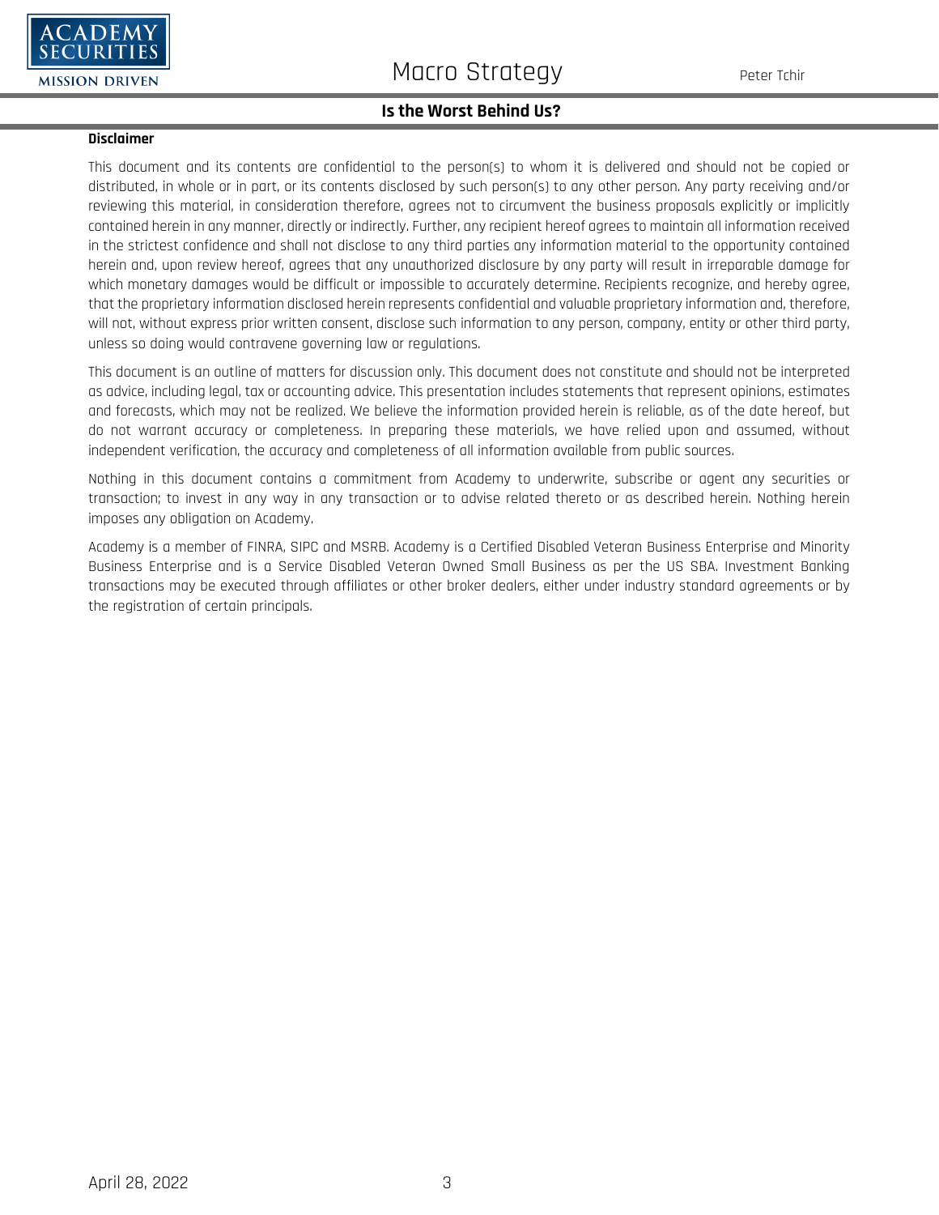**Disclaimer**

This document and its contents are confidential to the person(s) to whom it is delivered and should not be copied or distributed, in whole or in part, or its contents disclosed by such person(s) to any other person. Any party receiving and/or reviewing this material, in consideration therefore, agrees not to circumvent the business proposals explicitly or implicitly contained herein in any manner, directly or indirectly. Further, any recipient hereof agrees to maintain all information received in the strictest confidence and shall not disclose to any third parties any information material to the opportunity contained herein and, upon review hereof, agrees that any unauthorized disclosure by any party will result in irreparable damage for which monetary damages would be difficult or impossible to accurately determine. Recipients recognize, and hereby agree, that the proprietary information disclosed herein represents confidential and valuable proprietary information and, therefore, will not, without express prior written consent, disclose such information to any person, company, entity or other third party, unless so doing would contravene governing law or regulations.

This document is an outline of matters for discussion only. This document does not constitute and should not be interpreted as advice, including legal, tax or accounting advice. This presentation includes statements that represent opinions, estimates and forecasts, which may not be realized. We believe the information provided herein is reliable, as of the date hereof, but do not warrant accuracy or completeness. In preparing these materials, we have relied upon and assumed, without independent verification, the accuracy and completeness of all information available from public sources.

Nothing in this document contains a commitment from Academy to underwrite, subscribe or agent any securities or transaction; to invest in any way in any transaction or to advise related thereto or as described herein. Nothing herein imposes any obligation on Academy.

Academy is a member of FINRA, SIPC and MSRB. Academy is a Certified Disabled Veteran Business Enterprise and Minority Business Enterprise and is a Service Disabled Veteran Owned Small Business as per the US SBA. Investment Banking transactions may be executed through affiliates or other broker dealers, either under industry standard agreements or by the registration of certain principals.